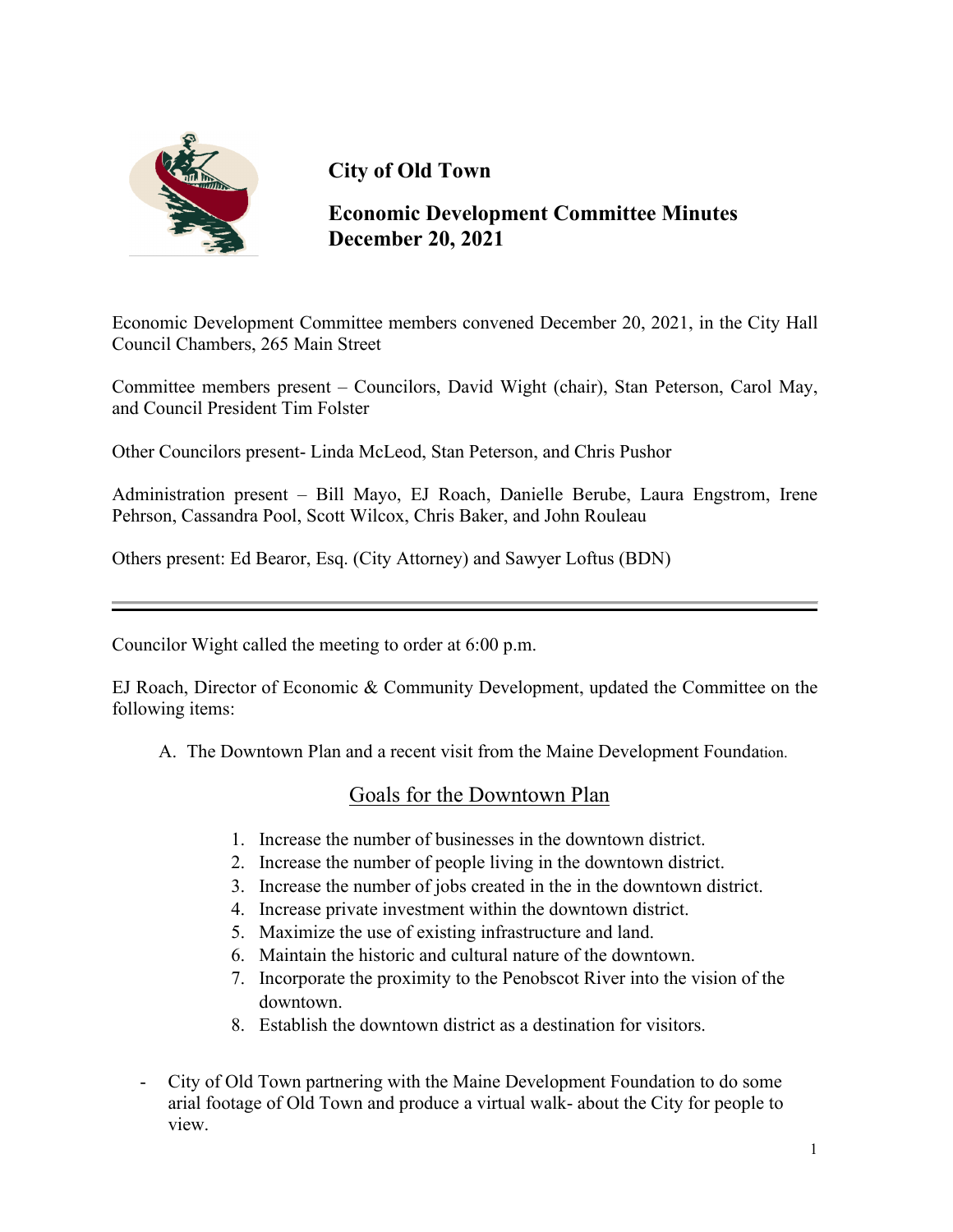# City of Old Town

## Economic Development Committee Minutes
## December 20, 2021

Economic Development Committee members convened December 20, 2021, in the City Hall Council Chambers, 265 Main Street

Committee members present – Councilors, David Wight (chair), Stan Peterson, Carol May, and Council President Tim Folster

Other Councilors present- Linda McLeod, Stan Peterson, and Chris Pushor

Administration present – Bill Mayo, EJ Roach, Danielle Berube, Laura Engstrom, Irene Pehrson, Cassandra Pool, Scott Wilcox, Chris Baker, and John Rouleau

Others present: Ed Bearor, Esq. (City Attorney) and Sawyer Loftus (BDN)

---

Councilor Wight called the meeting to order at 6:00 p.m.

EJ Roach, Director of Economic & Community Development, updated the Committee on the following items:

A. The Downtown Plan and a recent visit from the Maine Development Foundation.

### Goals for the Downtown Plan

1. Increase the number of businesses in the downtown district.
2. Increase the number of people living in the downtown district.
3. Increase the number of jobs created in the in the downtown district.
4. Increase private investment within the downtown district.
5. Maximize the use of existing infrastructure and land.
6. Maintain the historic and cultural nature of the downtown.
7. Incorporate the proximity to the Penobscot River into the vision of the downtown.
8. Establish the downtown district as a destination for visitors.

- City of Old Town partnering with the Maine Development Foundation to do some arial footage of Old Town and produce a virtual walk- about the City for people to view.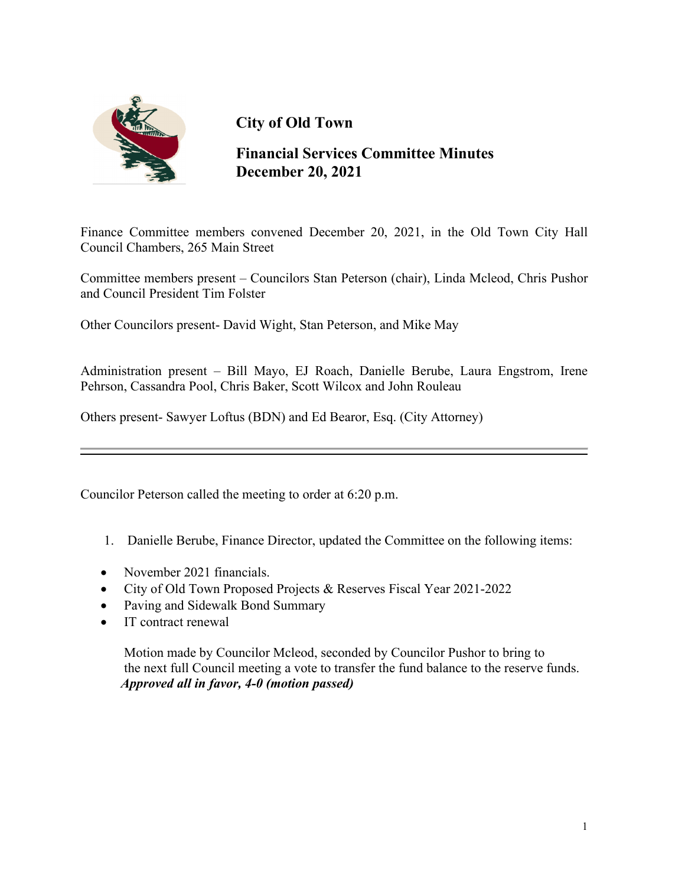# City of Old Town

## Financial Services Committee Minutes
## December 20, 2021

Finance Committee members convened December 20, 2021, in the Old Town City Hall Council Chambers, 265 Main Street

Committee members present – Councilors Stan Peterson (chair), Linda Mcleod, Chris Pushor and Council President Tim Folster

Other Councilors present- David Wight, Stan Peterson, and Mike May

Administration present – Bill Mayo, EJ Roach, Danielle Berube, Laura Engstrom, Irene Pehrson, Cassandra Pool, Chris Baker, Scott Wilcox and John Rouleau

Others present- Sawyer Loftus (BDN) and Ed Bearor, Esq. (City Attorney)

---

Councilor Peterson called the meeting to order at 6:20 p.m.

1. Danielle Berube, Finance Director, updated the Committee on the following items:

- November 2021 financials.
- City of Old Town Proposed Projects & Reserves Fiscal Year 2021-2022
- Paving and Sidewalk Bond Summary
- IT contract renewal

Motion made by Councilor Mcleod, seconded by Councilor Pushor to bring to the next full Council meeting a vote to transfer the fund balance to the reserve funds.
***Approved all in favor, 4-0 (motion passed)***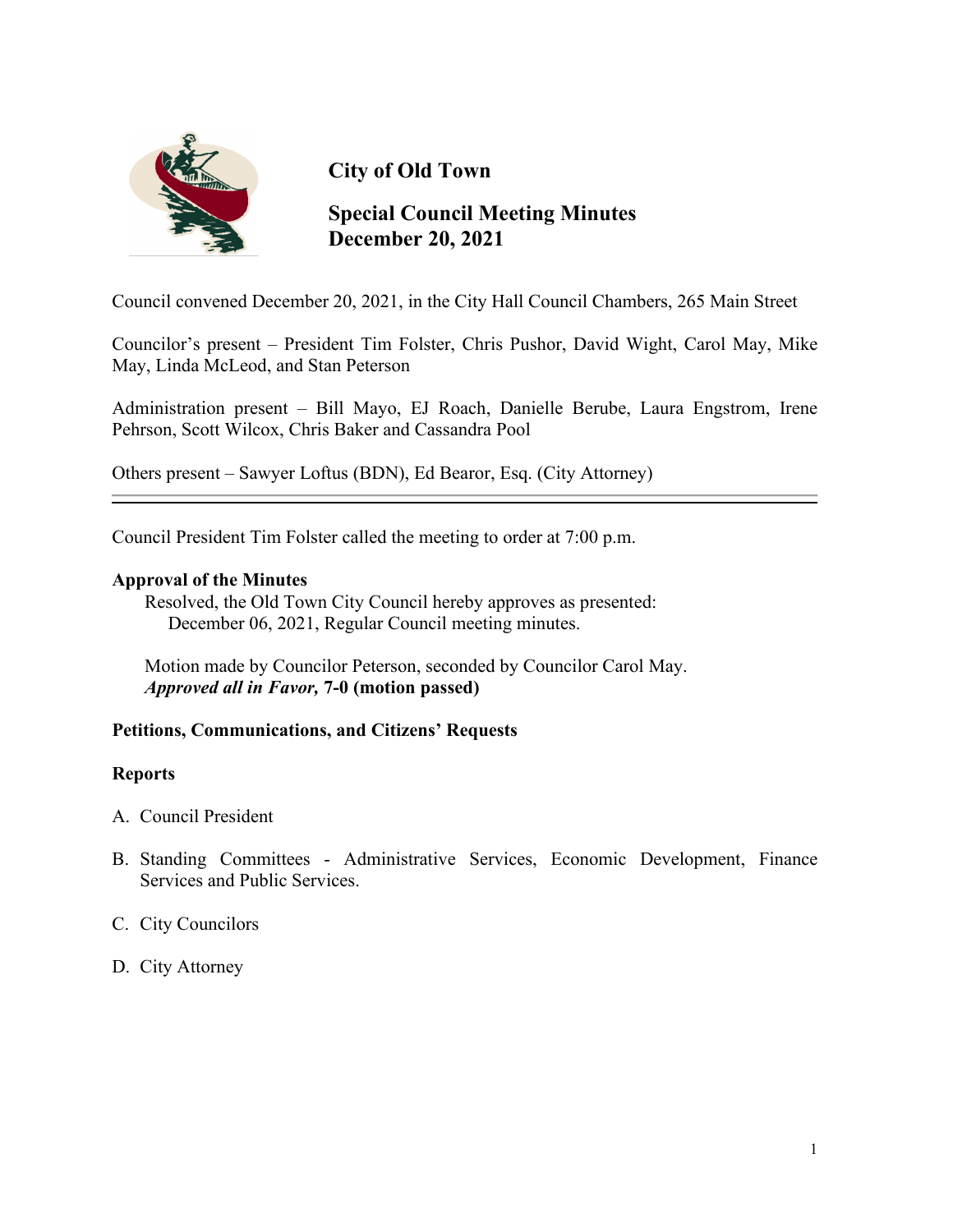# City of Old Town

## Special Council Meeting Minutes
## December 20, 2021

Council convened December 20, 2021, in the City Hall Council Chambers, 265 Main Street

Councilor's present – President Tim Folster, Chris Pushor, David Wight, Carol May, Mike May, Linda McLeod, and Stan Peterson

Administration present – Bill Mayo, EJ Roach, Danielle Berube, Laura Engstrom, Irene Pehrson, Scott Wilcox, Chris Baker and Cassandra Pool

Others present – Sawyer Loftus (BDN), Ed Bearor, Esq. (City Attorney)

---

Council President Tim Folster called the meeting to order at 7:00 p.m.

**Approval of the Minutes**

Resolved, the Old Town City Council hereby approves as presented:
December 06, 2021, Regular Council meeting minutes.

Motion made by Councilor Peterson, seconded by Councilor Carol May.
***Approved all in Favor,* 7-0 (motion passed)**

**Petitions, Communications, and Citizens' Requests**

**Reports**

A. Council President

B. Standing Committees - Administrative Services, Economic Development, Finance Services and Public Services.

C. City Councilors

D. City Attorney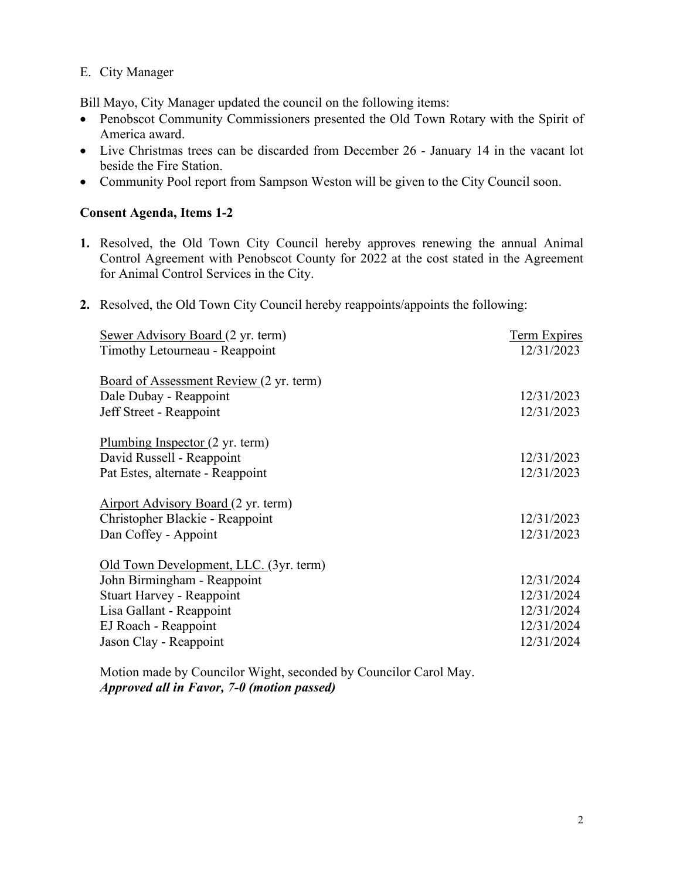E. City Manager

Bill Mayo, City Manager updated the council on the following items:

- Penobscot Community Commissioners presented the Old Town Rotary with the Spirit of America award.
- Live Christmas trees can be discarded from December 26 - January 14 in the vacant lot beside the Fire Station.
- Community Pool report from Sampson Weston will be given to the City Council soon.

**Consent Agenda, Items 1-2**

**1.** Resolved, the Old Town City Council hereby approves renewing the annual Animal Control Agreement with Penobscot County for 2022 at the cost stated in the Agreement for Animal Control Services in the City.

**2.** Resolved, the Old Town City Council hereby reappoints/appoints the following:

| | Term Expires |
|---|---|
| Sewer Advisory Board (2 yr. term) | |
| Timothy Letourneau - Reappoint | 12/31/2023 |
| | |
| Board of Assessment Review (2 yr. term) | |
| Dale Dubay - Reappoint | 12/31/2023 |
| Jeff Street - Reappoint | 12/31/2023 |
| | |
| Plumbing Inspector (2 yr. term) | |
| David Russell - Reappoint | 12/31/2023 |
| Pat Estes, alternate - Reappoint | 12/31/2023 |
| | |
| Airport Advisory Board (2 yr. term) | |
| Christopher Blackie - Reappoint | 12/31/2023 |
| Dan Coffey - Appoint | 12/31/2023 |
| | |
| Old Town Development, LLC. (3yr. term) | |
| John Birmingham - Reappoint | 12/31/2024 |
| Stuart Harvey - Reappoint | 12/31/2024 |
| Lisa Gallant - Reappoint | 12/31/2024 |
| EJ Roach - Reappoint | 12/31/2024 |
| Jason Clay - Reappoint | 12/31/2024 |

Motion made by Councilor Wight, seconded by Councilor Carol May.
***Approved all in Favor, 7-0 (motion passed)***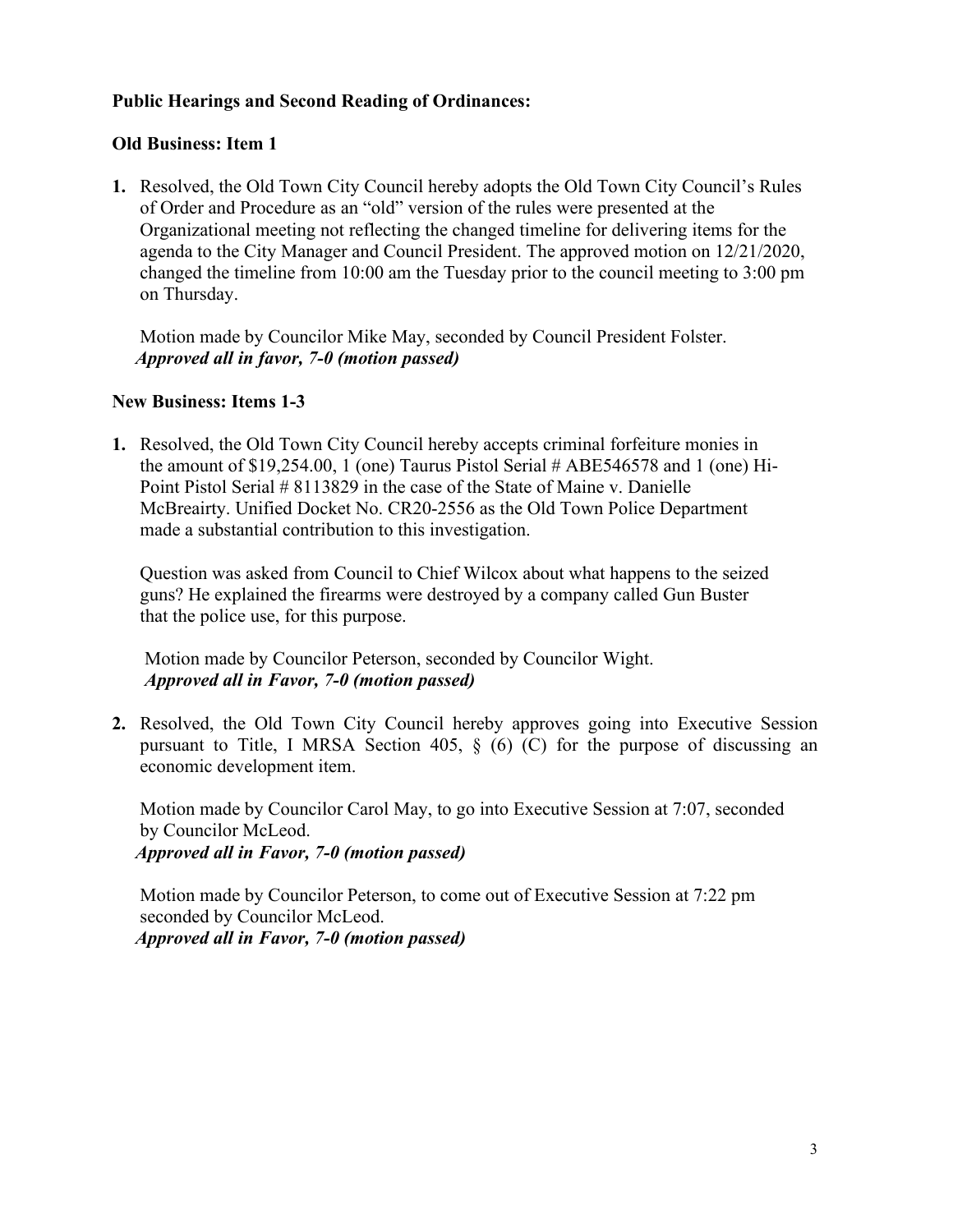**Public Hearings and Second Reading of Ordinances:**

**Old Business: Item 1**

1. Resolved, the Old Town City Council hereby adopts the Old Town City Council's Rules of Order and Procedure as an "old" version of the rules were presented at the Organizational meeting not reflecting the changed timeline for delivering items for the agenda to the City Manager and Council President. The approved motion on 12/21/2020, changed the timeline from 10:00 am the Tuesday prior to the council meeting to 3:00 pm on Thursday.

   Motion made by Councilor Mike May, seconded by Council President Folster.
   ***Approved all in favor, 7-0 (motion passed)***

**New Business: Items 1-3**

1. Resolved, the Old Town City Council hereby accepts criminal forfeiture monies in the amount of $19,254.00, 1 (one) Taurus Pistol Serial # ABE546578 and 1 (one) Hi-Point Pistol Serial # 8113829 in the case of the State of Maine v. Danielle McBreairty. Unified Docket No. CR20-2556 as the Old Town Police Department made a substantial contribution to this investigation.

   Question was asked from Council to Chief Wilcox about what happens to the seized guns? He explained the firearms were destroyed by a company called Gun Buster that the police use, for this purpose.

   Motion made by Councilor Peterson, seconded by Councilor Wight.
   ***Approved all in Favor, 7-0 (motion passed)***

2. Resolved, the Old Town City Council hereby approves going into Executive Session pursuant to Title, I MRSA Section 405, § (6) (C) for the purpose of discussing an economic development item.

   Motion made by Councilor Carol May, to go into Executive Session at 7:07, seconded by Councilor McLeod.
   ***Approved all in Favor, 7-0 (motion passed)***

   Motion made by Councilor Peterson, to come out of Executive Session at 7:22 pm seconded by Councilor McLeod.
   ***Approved all in Favor, 7-0 (motion passed)***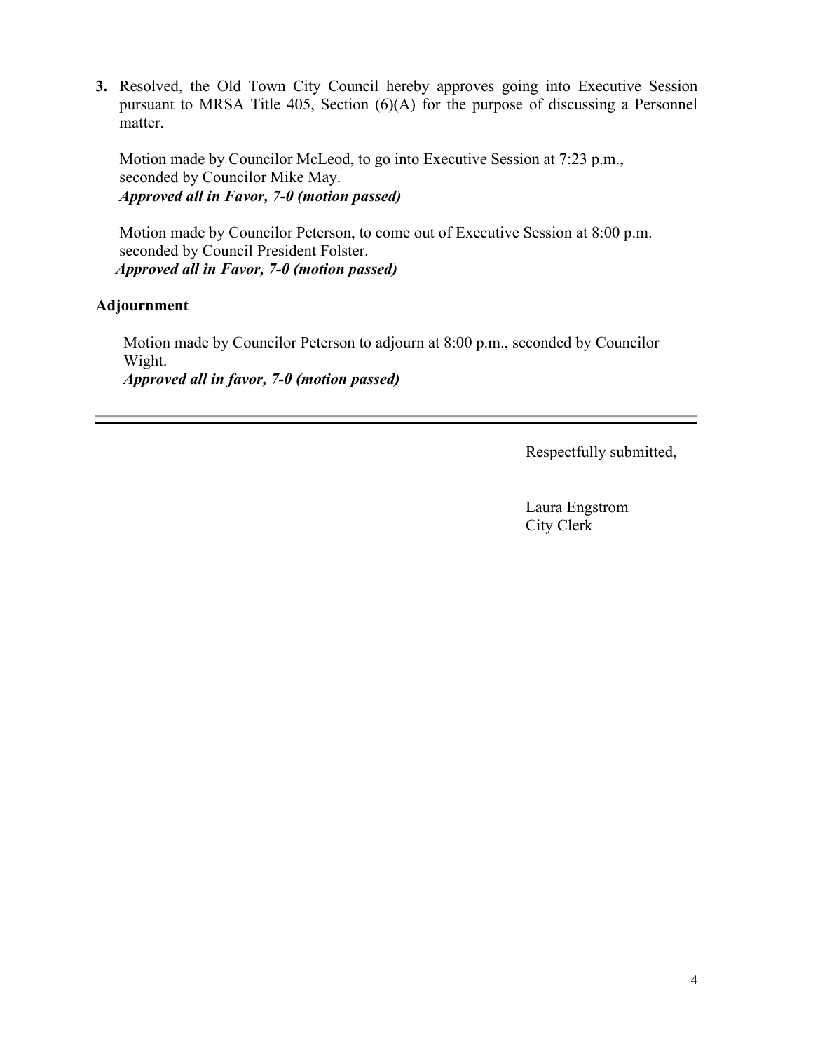**3.** Resolved, the Old Town City Council hereby approves going into Executive Session pursuant to MRSA Title 405, Section (6)(A) for the purpose of discussing a Personnel matter.

Motion made by Councilor McLeod, to go into Executive Session at 7:23 p.m., seconded by Councilor Mike May.
***Approved all in Favor, 7-0 (motion passed)***

Motion made by Councilor Peterson, to come out of Executive Session at 8:00 p.m. seconded by Council President Folster.
***Approved all in Favor, 7-0 (motion passed)***

**Adjournment**

Motion made by Councilor Peterson to adjourn at 8:00 p.m., seconded by Councilor Wight.
***Approved all in favor, 7-0 (motion passed)***

---

Respectfully submitted,

Laura Engstrom
City Clerk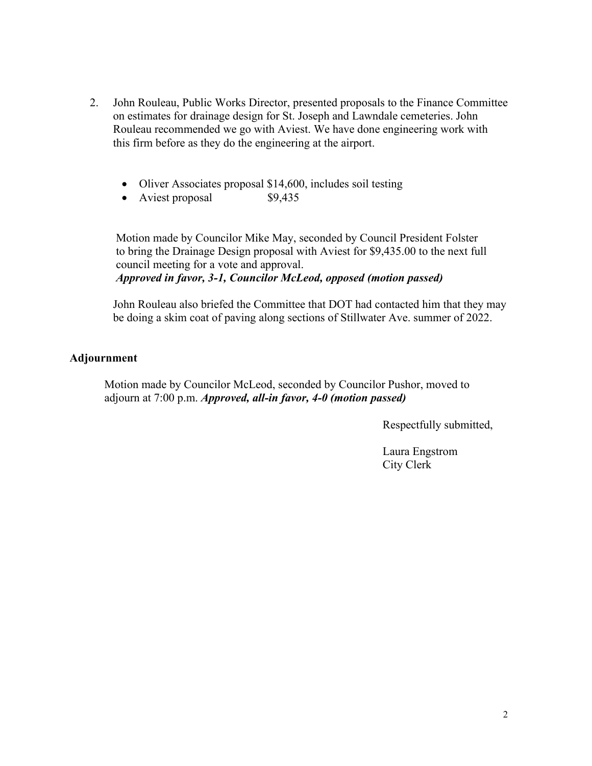2. John Rouleau, Public Works Director, presented proposals to the Finance Committee on estimates for drainage design for St. Joseph and Lawndale cemeteries. John Rouleau recommended we go with Aviest. We have done engineering work with this firm before as they do the engineering at the airport.

   - Oliver Associates proposal $14,600, includes soil testing
   - Aviest proposal $9,435

   Motion made by Councilor Mike May, seconded by Council President Folster to bring the Drainage Design proposal with Aviest for $9,435.00 to the next full council meeting for a vote and approval.
   ***Approved in favor, 3-1, Councilor McLeod, opposed (motion passed)***

   John Rouleau also briefed the Committee that DOT had contacted him that they may be doing a skim coat of paving along sections of Stillwater Ave. summer of 2022.

**Adjournment**

Motion made by Councilor McLeod, seconded by Councilor Pushor, moved to adjourn at 7:00 p.m. ***Approved, all-in favor, 4-0 (motion passed)***

Respectfully submitted,

Laura Engstrom
City Clerk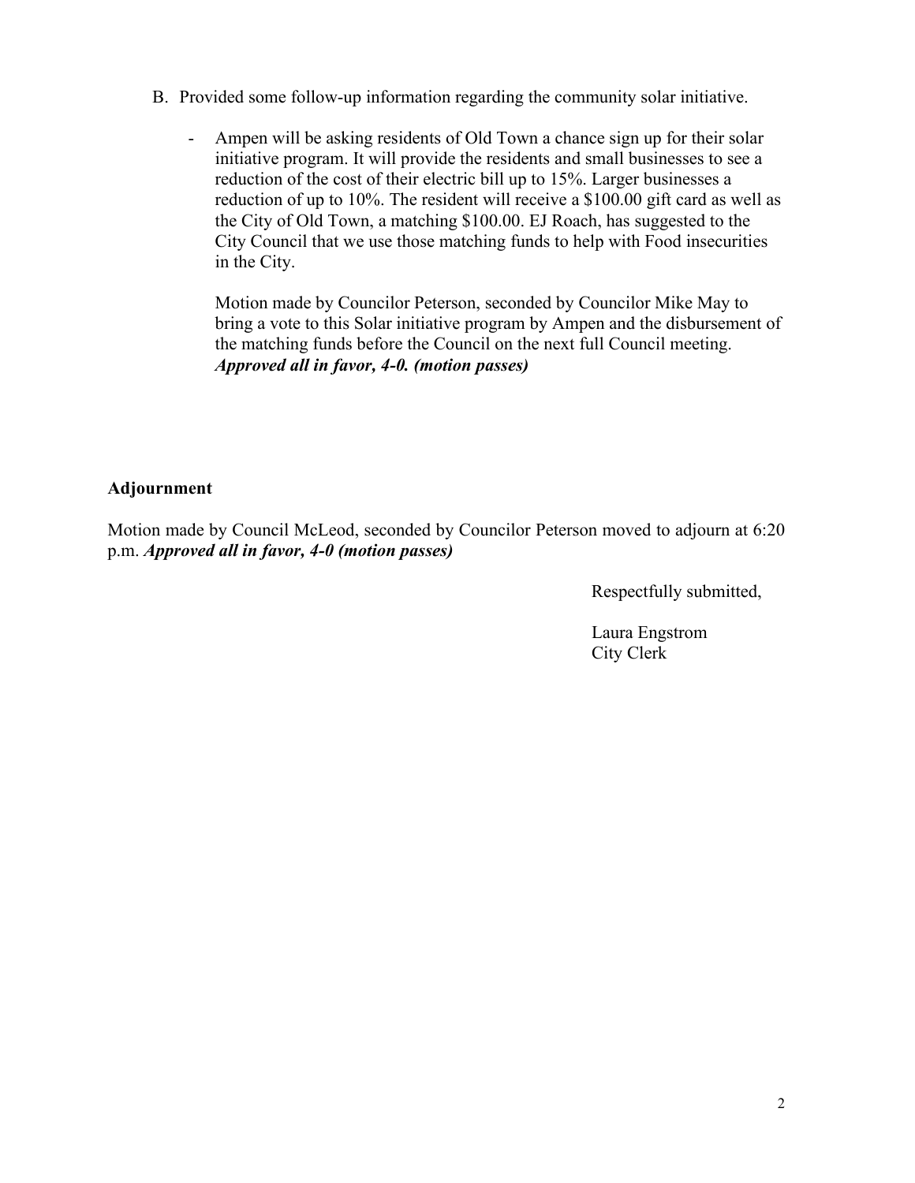B. Provided some follow-up information regarding the community solar initiative.

- Ampen will be asking residents of Old Town a chance sign up for their solar initiative program. It will provide the residents and small businesses to see a reduction of the cost of their electric bill up to 15%. Larger businesses a reduction of up to 10%. The resident will receive a $100.00 gift card as well as the City of Old Town, a matching $100.00. EJ Roach, has suggested to the City Council that we use those matching funds to help with Food insecurities in the City.

  Motion made by Councilor Peterson, seconded by Councilor Mike May to bring a vote to this Solar initiative program by Ampen and the disbursement of the matching funds before the Council on the next full Council meeting. ***Approved all in favor, 4-0. (motion passes)***

**Adjournment**

Motion made by Council McLeod, seconded by Councilor Peterson moved to adjourn at 6:20 p.m. ***Approved all in favor, 4-0 (motion passes)***

Respectfully submitted,

Laura Engstrom
City Clerk